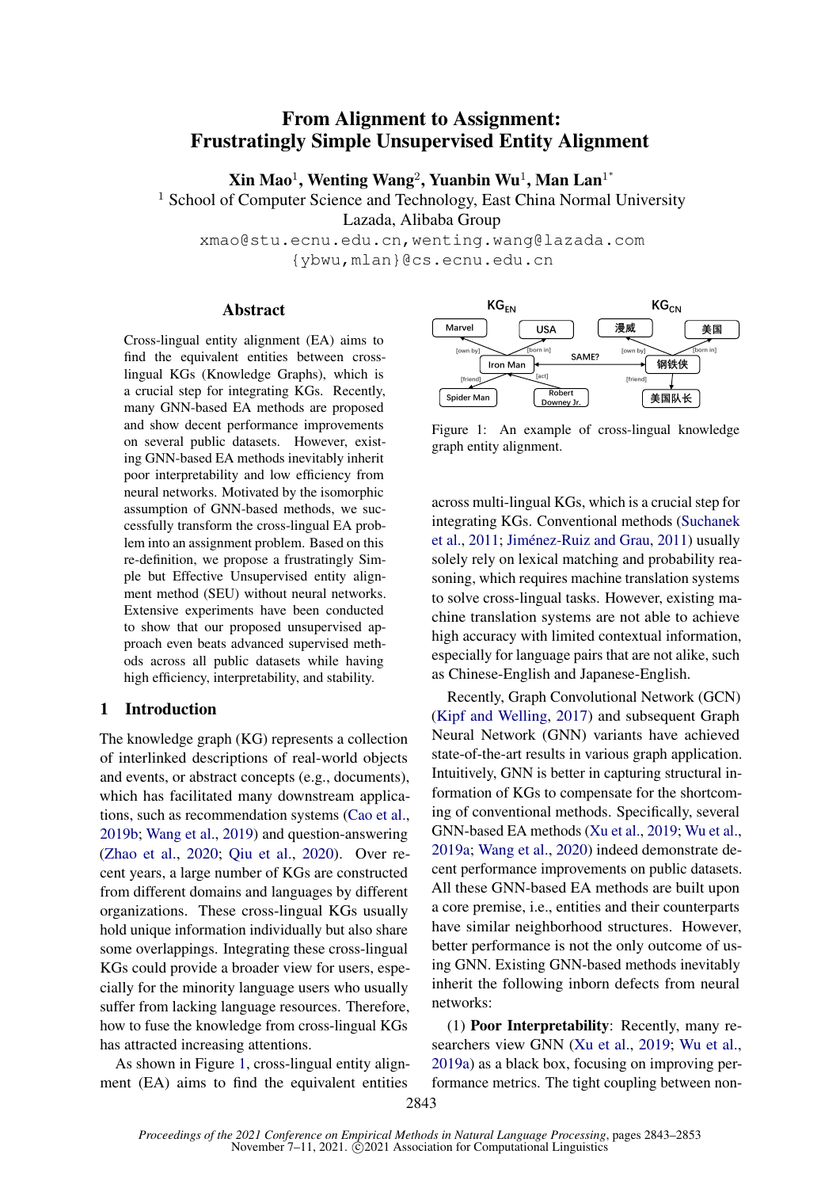# From Alignment to Assignment: Frustratingly Simple Unsupervised Entity Alignment

**Xin Mao**[1], **Wenting Wang**[2], **Yuanbin Wu**[1], **Man Lan**[1*]

[1] School of Computer Science and Technology, East China Normal University
Lazada, Alibaba Group

xmao@stu.ecnu.edu.cn, wenting.wang@lazada.com
{ybwu,mlan}@cs.ecnu.edu.cn

## Abstract

Cross-lingual entity alignment (EA) aims to find the equivalent entities between cross-lingual KGs (Knowledge Graphs), which is a crucial step for integrating KGs. Recently, many GNN-based EA methods are proposed and show decent performance improvements on several public datasets. However, existing GNN-based EA methods inevitably inherit poor interpretability and low efficiency from neural networks. Motivated by the isomorphic assumption of GNN-based methods, we successfully transform the cross-lingual EA problem into an assignment problem. Based on this re-definition, we propose a frustratingly Simple but Effective Unsupervised entity alignment method (SEU) without neural networks. Extensive experiments have been conducted to show that our proposed unsupervised approach even beats advanced supervised methods across all public datasets while having high efficiency, interpretability, and stability.

## 1 Introduction

The knowledge graph (KG) represents a collection of interlinked descriptions of real-world objects and events, or abstract concepts (e.g., documents), which has facilitated many downstream applications, such as recommendation systems (Cao et al., 2019b; Wang et al., 2019) and question-answering (Zhao et al., 2020; Qiu et al., 2020). Over recent years, a large number of KGs are constructed from different domains and languages by different organizations. These cross-lingual KGs usually hold unique information individually but also share some overlappings. Integrating these cross-lingual KGs could provide a broader view for users, especially for the minority language users who usually suffer from lacking language resources. Therefore, how to fuse the knowledge from cross-lingual KGs has attracted increasing attentions.

As shown in Figure 1, cross-lingual entity alignment (EA) aims to find the equivalent entities across multi-lingual KGs, which is a crucial step for integrating KGs. Conventional methods (Suchanek et al., 2011; Jiménez-Ruiz and Grau, 2011) usually solely rely on lexical matching and probability reasoning, which requires machine translation systems to solve cross-lingual tasks. However, existing machine translation systems are not able to achieve high accuracy with limited contextual information, especially for language pairs that are not alike, such as Chinese-English and Japanese-English.

Figure 1: An example of cross-lingual knowledge graph entity alignment.

Recently, Graph Convolutional Network (GCN) (Kipf and Welling, 2017) and subsequent Graph Neural Network (GNN) variants have achieved state-of-the-art results in various graph application. Intuitively, GNN is better in capturing structural information of KGs to compensate for the shortcoming of conventional methods. Specifically, several GNN-based EA methods (Xu et al., 2019; Wu et al., 2019a; Wang et al., 2020) indeed demonstrate decent performance improvements on public datasets. All these GNN-based EA methods are built upon a core premise, i.e., entities and their counterparts have similar neighborhood structures. However, better performance is not the only outcome of using GNN. Existing GNN-based methods inevitably inherit the following inborn defects from neural networks:

(1) **Poor Interpretability**: Recently, many researchers view GNN (Xu et al., 2019; Wu et al., 2019a) as a black box, focusing on improving performance metrics. The tight coupling between non-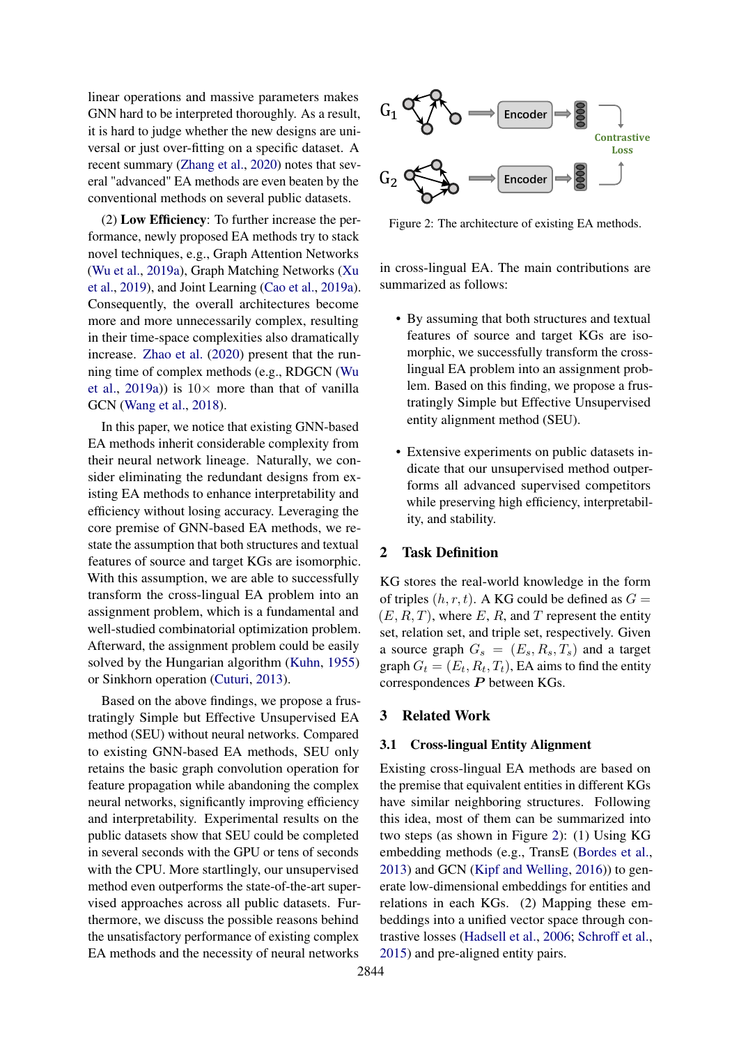linear operations and massive parameters makes GNN hard to be interpreted thoroughly. As a result, it is hard to judge whether the new designs are universal or just over-fitting on a specific dataset. A recent summary (Zhang et al., 2020) notes that several "advanced" EA methods are even beaten by the conventional methods on several public datasets.

(2) **Low Efficiency**: To further increase the performance, newly proposed EA methods try to stack novel techniques, e.g., Graph Attention Networks (Wu et al., 2019a), Graph Matching Networks (Xu et al., 2019), and Joint Learning (Cao et al., 2019a). Consequently, the overall architectures become more and more unnecessarily complex, resulting in their time-space complexities also dramatically increase. Zhao et al. (2020) present that the running time of complex methods (e.g., RDGCN (Wu et al., 2019a)) is $10\times$ more than that of vanilla GCN (Wang et al., 2018).

In this paper, we notice that existing GNN-based EA methods inherit considerable complexity from their neural network lineage. Naturally, we consider eliminating the redundant designs from existing EA methods to enhance interpretability and efficiency without losing accuracy. Leveraging the core premise of GNN-based EA methods, we restate the assumption that both structures and textual features of source and target KGs are isomorphic. With this assumption, we are able to successfully transform the cross-lingual EA problem into an assignment problem, which is a fundamental and well-studied combinatorial optimization problem. Afterward, the assignment problem could be easily solved by the Hungarian algorithm (Kuhn, 1955) or Sinkhorn operation (Cuturi, 2013).

Based on the above findings, we propose a frustratingly Simple but Effective Unsupervised EA method (SEU) without neural networks. Compared to existing GNN-based EA methods, SEU only retains the basic graph convolution operation for feature propagation while abandoning the complex neural networks, significantly improving efficiency and interpretability. Experimental results on the public datasets show that SEU could be completed in several seconds with the GPU or tens of seconds with the CPU. More startlingly, our unsupervised method even outperforms the state-of-the-art supervised approaches across all public datasets. Furthermore, we discuss the possible reasons behind the unsatisfactory performance of existing complex EA methods and the necessity of neural networks in cross-lingual EA. The main contributions are summarized as follows:

Figure 2: The architecture of existing EA methods.

- By assuming that both structures and textual features of source and target KGs are isomorphic, we successfully transform the cross-lingual EA problem into an assignment problem. Based on this finding, we propose a frustratingly Simple but Effective Unsupervised entity alignment method (SEU).
- Extensive experiments on public datasets indicate that our unsupervised method outperforms all advanced supervised competitors while preserving high efficiency, interpretability, and stability.

## 2 Task Definition

KG stores the real-world knowledge in the form of triples $(h, r, t)$. A KG could be defined as $G = (E, R, T)$, where $E$, $R$, and $T$ represent the entity set, relation set, and triple set, respectively. Given a source graph $G_s = (E_s, R_s, T_s)$ and a target graph $G_t = (E_t, R_t, T_t)$, EA aims to find the entity correspondences $\boldsymbol{P}$ between KGs.

## 3 Related Work

### 3.1 Cross-lingual Entity Alignment

Existing cross-lingual EA methods are based on the premise that equivalent entities in different KGs have similar neighboring structures. Following this idea, most of them can be summarized into two steps (as shown in Figure 2): (1) Using KG embedding methods (e.g., TransE (Bordes et al., 2013) and GCN (Kipf and Welling, 2016)) to generate low-dimensional embeddings for entities and relations in each KGs. (2) Mapping these embeddings into a unified vector space through contrastive losses (Hadsell et al., 2006; Schroff et al., 2015) and pre-aligned entity pairs.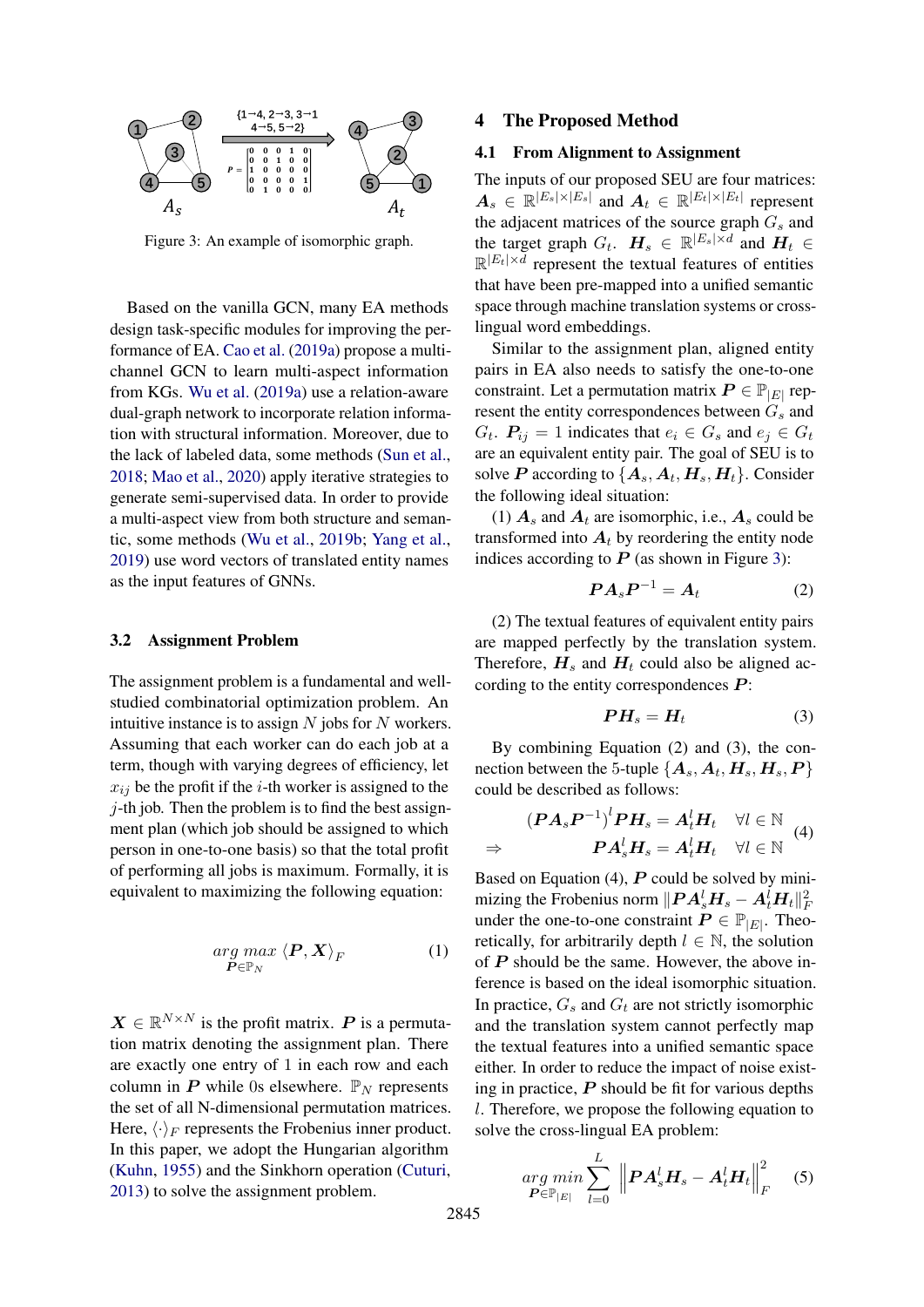Figure 3: An example of isomorphic graph.

Based on the vanilla GCN, many EA methods design task-specific modules for improving the performance of EA. Cao et al. (2019a) propose a multi-channel GCN to learn multi-aspect information from KGs. Wu et al. (2019a) use a relation-aware dual-graph network to incorporate relation information with structural information. Moreover, due to the lack of labeled data, some methods (Sun et al., 2018; Mao et al., 2020) apply iterative strategies to generate semi-supervised data. In order to provide a multi-aspect view from both structure and semantic, some methods (Wu et al., 2019b; Yang et al., 2019) use word vectors of translated entity names as the input features of GNNs.

### 3.2 Assignment Problem

The assignment problem is a fundamental and well-studied combinatorial optimization problem. An intuitive instance is to assign $N$ jobs for $N$ workers. Assuming that each worker can do each job at a term, though with varying degrees of efficiency, let $x_{ij}$ be the profit if the $i$-th worker is assigned to the $j$-th job. Then the problem is to find the best assignment plan (which job should be assigned to which person in one-to-one basis) so that the total profit of performing all jobs is maximum. Formally, it is equivalent to maximizing the following equation:

$$\underset{\boldsymbol{P}\in\mathbb{P}_N}{arg\ max}\ \langle \boldsymbol{P}, \boldsymbol{X}\rangle_F \tag{1}$$

$\boldsymbol{X} \in \mathbb{R}^{N\times N}$ is the profit matrix. $\boldsymbol{P}$ is a permutation matrix denoting the assignment plan. There are exactly one entry of 1 in each row and each column in $\boldsymbol{P}$ while 0s elsewhere. $\mathbb{P}_N$ represents the set of all N-dimensional permutation matrices. Here, $\langle\cdot\rangle_F$ represents the Frobenius inner product. In this paper, we adopt the Hungarian algorithm (Kuhn, 1955) and the Sinkhorn operation (Cuturi, 2013) to solve the assignment problem.

## 4 The Proposed Method

### 4.1 From Alignment to Assignment

The inputs of our proposed SEU are four matrices: $\boldsymbol{A}_s \in \mathbb{R}^{|E_s|\times|E_s|}$ and $\boldsymbol{A}_t \in \mathbb{R}^{|E_t|\times|E_t|}$ represent the adjacent matrices of the source graph $G_s$ and the target graph $G_t$. $\boldsymbol{H}_s \in \mathbb{R}^{|E_s|\times d}$ and $\boldsymbol{H}_t \in \mathbb{R}^{|E_t|\times d}$ represent the textual features of entities that have been pre-mapped into a unified semantic space through machine translation systems or cross-lingual word embeddings.

Similar to the assignment plan, aligned entity pairs in EA also needs to satisfy the one-to-one constraint. Let a permutation matrix $\boldsymbol{P} \in \mathbb{P}_{|E|}$ represent the entity correspondences between $G_s$ and $G_t$. $\boldsymbol{P}_{ij} = 1$ indicates that $e_i \in G_s$ and $e_j \in G_t$ are an equivalent entity pair. The goal of SEU is to solve $\boldsymbol{P}$ according to $\{\boldsymbol{A}_s, \boldsymbol{A}_t, \boldsymbol{H}_s, \boldsymbol{H}_t\}$. Consider the following ideal situation:

(1) $\boldsymbol{A}_s$ and $\boldsymbol{A}_t$ are isomorphic, i.e., $\boldsymbol{A}_s$ could be transformed into $\boldsymbol{A}_t$ by reordering the entity node indices according to $\boldsymbol{P}$ (as shown in Figure 3):

$$\boldsymbol{P}\boldsymbol{A}_s\boldsymbol{P}^{-1} = \boldsymbol{A}_t \tag{2}$$

(2) The textual features of equivalent entity pairs are mapped perfectly by the translation system. Therefore, $\boldsymbol{H}_s$ and $\boldsymbol{H}_t$ could also be aligned according to the entity correspondences $\boldsymbol{P}$:

$$\boldsymbol{P}\boldsymbol{H}_s = \boldsymbol{H}_t \tag{3}$$

By combining Equation (2) and (3), the connection between the 5-tuple $\{\boldsymbol{A}_s, \boldsymbol{A}_t, \boldsymbol{H}_s, \boldsymbol{H}_s, \boldsymbol{P}\}$ could be described as follows:

$$\begin{aligned} &(\boldsymbol{P}\boldsymbol{A}_s\boldsymbol{P}^{-1})^l\boldsymbol{P}\boldsymbol{H}_s = \boldsymbol{A}_t^l\boldsymbol{H}_t \quad \forall l\in\mathbb{N} \\ \Rightarrow\ &\boldsymbol{P}\boldsymbol{A}_s^l\boldsymbol{H}_s = \boldsymbol{A}_t^l\boldsymbol{H}_t \quad \forall l\in\mathbb{N} \end{aligned} \tag{4}$$

Based on Equation (4), $\boldsymbol{P}$ could be solved by minimizing the Frobenius norm $\|\boldsymbol{P}\boldsymbol{A}_s^l\boldsymbol{H}_s - \boldsymbol{A}_t^l\boldsymbol{H}_t\|_F^2$ under the one-to-one constraint $\boldsymbol{P} \in \mathbb{P}_{|E|}$. Theoretically, for arbitrarily depth $l \in \mathbb{N}$, the solution of $\boldsymbol{P}$ should be the same. However, the above inference is based on the ideal isomorphic situation. In practice, $G_s$ and $G_t$ are not strictly isomorphic and the translation system cannot perfectly map the textual features into a unified semantic space either. In order to reduce the impact of noise existing in practice, $\boldsymbol{P}$ should be fit for various depths $l$. Therefore, we propose the following equation to solve the cross-lingual EA problem:

$$\underset{\boldsymbol{P}\in\mathbb{P}_{|E|}}{arg\ min}\sum_{l=0}^{L}\left\|\boldsymbol{P}\boldsymbol{A}_s^l\boldsymbol{H}_s - \boldsymbol{A}_t^l\boldsymbol{H}_t\right\|_F^2 \tag{5}$$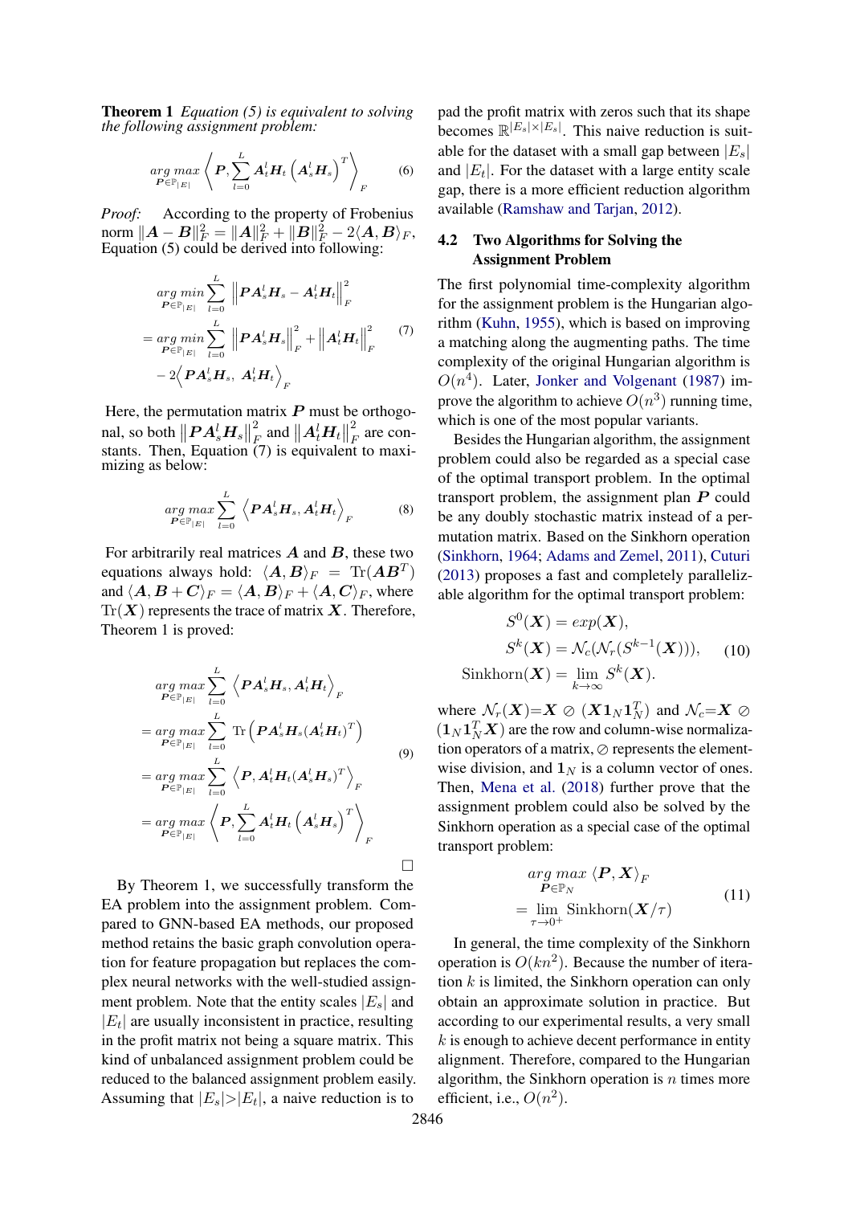**Theorem 1** *Equation (5) is equivalent to solving the following assignment problem:*

$$\underset{\boldsymbol{P}\in\mathbb{P}_{|E|}}{arg\ max} \left\langle \boldsymbol{P}, \sum_{l=0}^{L} \boldsymbol{A}_t^l \boldsymbol{H}_t \left(\boldsymbol{A}_s^l \boldsymbol{H}_s\right)^T \right\rangle_F \tag{6}$$

*Proof:* According to the property of Frobenius norm $\|\boldsymbol{A}-\boldsymbol{B}\|_F^2 = \|\boldsymbol{A}\|_F^2 + \|\boldsymbol{B}\|_F^2 - 2\langle \boldsymbol{A}, \boldsymbol{B}\rangle_F$, Equation (5) could be derived into following:

$$\begin{aligned}
&\underset{\boldsymbol{P}\in\mathbb{P}_{|E|}}{arg\ min} \sum_{l=0}^{L} \left\|\boldsymbol{P}\boldsymbol{A}_s^l\boldsymbol{H}_s - \boldsymbol{A}_t^l\boldsymbol{H}_t\right\|_F^2 \\
=& \underset{\boldsymbol{P}\in\mathbb{P}_{|E|}}{arg\ min} \sum_{l=0}^{L} \left\|\boldsymbol{P}\boldsymbol{A}_s^l\boldsymbol{H}_s\right\|_F^2 + \left\|\boldsymbol{A}_t^l\boldsymbol{H}_t\right\|_F^2 \\
&- 2\left\langle \boldsymbol{P}\boldsymbol{A}_s^l\boldsymbol{H}_s,\ \boldsymbol{A}_t^l\boldsymbol{H}_t\right\rangle_F
\end{aligned} \tag{7}$$

Here, the permutation matrix $\boldsymbol{P}$ must be orthogonal, so both $\left\|\boldsymbol{P}\boldsymbol{A}_s^l\boldsymbol{H}_s\right\|_F^2$ and $\left\|\boldsymbol{A}_t^l\boldsymbol{H}_t\right\|_F^2$ are constants. Then, Equation (7) is equivalent to maximizing as below:

$$\underset{\boldsymbol{P}\in\mathbb{P}_{|E|}}{arg\ max} \sum_{l=0}^{L} \left\langle \boldsymbol{P}\boldsymbol{A}_s^l\boldsymbol{H}_s, \boldsymbol{A}_t^l\boldsymbol{H}_t\right\rangle_F \tag{8}$$

For arbitrarily real matrices $\boldsymbol{A}$ and $\boldsymbol{B}$, these two equations always hold: $\langle \boldsymbol{A}, \boldsymbol{B}\rangle_F = \mathrm{Tr}(\boldsymbol{A}\boldsymbol{B}^T)$ and $\langle \boldsymbol{A}, \boldsymbol{B}+\boldsymbol{C}\rangle_F = \langle \boldsymbol{A}, \boldsymbol{B}\rangle_F + \langle \boldsymbol{A}, \boldsymbol{C}\rangle_F$, where $\mathrm{Tr}(\boldsymbol{X})$ represents the trace of matrix $\boldsymbol{X}$. Therefore, Theorem 1 is proved:

$$\begin{aligned}
&\underset{\boldsymbol{P}\in\mathbb{P}_{|E|}}{arg\ max} \sum_{l=0}^{L} \left\langle \boldsymbol{P}\boldsymbol{A}_s^l\boldsymbol{H}_s, \boldsymbol{A}_t^l\boldsymbol{H}_t\right\rangle_F \\
=& \underset{\boldsymbol{P}\in\mathbb{P}_{|E|}}{arg\ max} \sum_{l=0}^{L} \mathrm{Tr}\left(\boldsymbol{P}\boldsymbol{A}_s^l\boldsymbol{H}_s(\boldsymbol{A}_t^l\boldsymbol{H}_t)^T\right) \\
=& \underset{\boldsymbol{P}\in\mathbb{P}_{|E|}}{arg\ max} \sum_{l=0}^{L} \left\langle \boldsymbol{P}, \boldsymbol{A}_t^l\boldsymbol{H}_t(\boldsymbol{A}_s^l\boldsymbol{H}_s)^T\right\rangle_F \\
=& \underset{\boldsymbol{P}\in\mathbb{P}_{|E|}}{arg\ max} \left\langle \boldsymbol{P}, \sum_{l=0}^{L} \boldsymbol{A}_t^l\boldsymbol{H}_t\left(\boldsymbol{A}_s^l\boldsymbol{H}_s\right)^T\right\rangle_F
\end{aligned} \tag{9}$$

□

By Theorem 1, we successfully transform the EA problem into the assignment problem. Compared to GNN-based EA methods, our proposed method retains the basic graph convolution operation for feature propagation but replaces the complex neural networks with the well-studied assignment problem. Note that the entity scales $|E_s|$ and $|E_t|$ are usually inconsistent in practice, resulting in the profit matrix not being a square matrix. This kind of unbalanced assignment problem could be reduced to the balanced assignment problem easily. Assuming that $|E_s|>|E_t|$, a naive reduction is to pad the profit matrix with zeros such that its shape becomes $\mathbb{R}^{|E_s|\times|E_s|}$. This naive reduction is suitable for the dataset with a small gap between $|E_s|$ and $|E_t|$. For the dataset with a large entity scale gap, there is a more efficient reduction algorithm available (Ramshaw and Tarjan, 2012).

## 4.2 Two Algorithms for Solving the Assignment Problem

The first polynomial time-complexity algorithm for the assignment problem is the Hungarian algorithm (Kuhn, 1955), which is based on improving a matching along the augmenting paths. The time complexity of the original Hungarian algorithm is $O(n^4)$. Later, Jonker and Volgenant (1987) improve the algorithm to achieve $O(n^3)$ running time, which is one of the most popular variants.

Besides the Hungarian algorithm, the assignment problem could also be regarded as a special case of the optimal transport problem. In the optimal transport problem, the assignment plan $\boldsymbol{P}$ could be any doubly stochastic matrix instead of a permutation matrix. Based on the Sinkhorn operation (Sinkhorn, 1964; Adams and Zemel, 2011), Cuturi (2013) proposes a fast and completely parallelizable algorithm for the optimal transport problem:

$$\begin{aligned}
S^0(\boldsymbol{X}) &= exp(\boldsymbol{X}), \\
S^k(\boldsymbol{X}) &= \mathcal{N}_c(\mathcal{N}_r(S^{k-1}(\boldsymbol{X}))), \\
\mathrm{Sinkhorn}(\boldsymbol{X}) &= \lim_{k\to\infty} S^k(\boldsymbol{X}).
\end{aligned} \tag{10}$$

where $\mathcal{N}_r(\boldsymbol{X})=\boldsymbol{X} \oslash (\boldsymbol{X}\boldsymbol{1}_N\boldsymbol{1}_N^T)$ and $\mathcal{N}_c=\boldsymbol{X} \oslash (\boldsymbol{1}_N\boldsymbol{1}_N^T\boldsymbol{X})$ are the row and column-wise normalization operators of a matrix, $\oslash$ represents the element-wise division, and $\boldsymbol{1}_N$ is a column vector of ones. Then, Mena et al. (2018) further prove that the assignment problem could also be solved by the Sinkhorn operation as a special case of the optimal transport problem:

$$\begin{aligned}
&\underset{\boldsymbol{P}\in\mathbb{P}_N}{arg\ max}\ \langle \boldsymbol{P}, \boldsymbol{X}\rangle_F \\
=& \lim_{\tau\to 0^+} \mathrm{Sinkhorn}(\boldsymbol{X}/\tau)
\end{aligned} \tag{11}$$

In general, the time complexity of the Sinkhorn operation is $O(kn^2)$. Because the number of iteration $k$ is limited, the Sinkhorn operation can only obtain an approximate solution in practice. But according to our experimental results, a very small $k$ is enough to achieve decent performance in entity alignment. Therefore, compared to the Hungarian algorithm, the Sinkhorn operation is $n$ times more efficient, i.e., $O(n^2)$.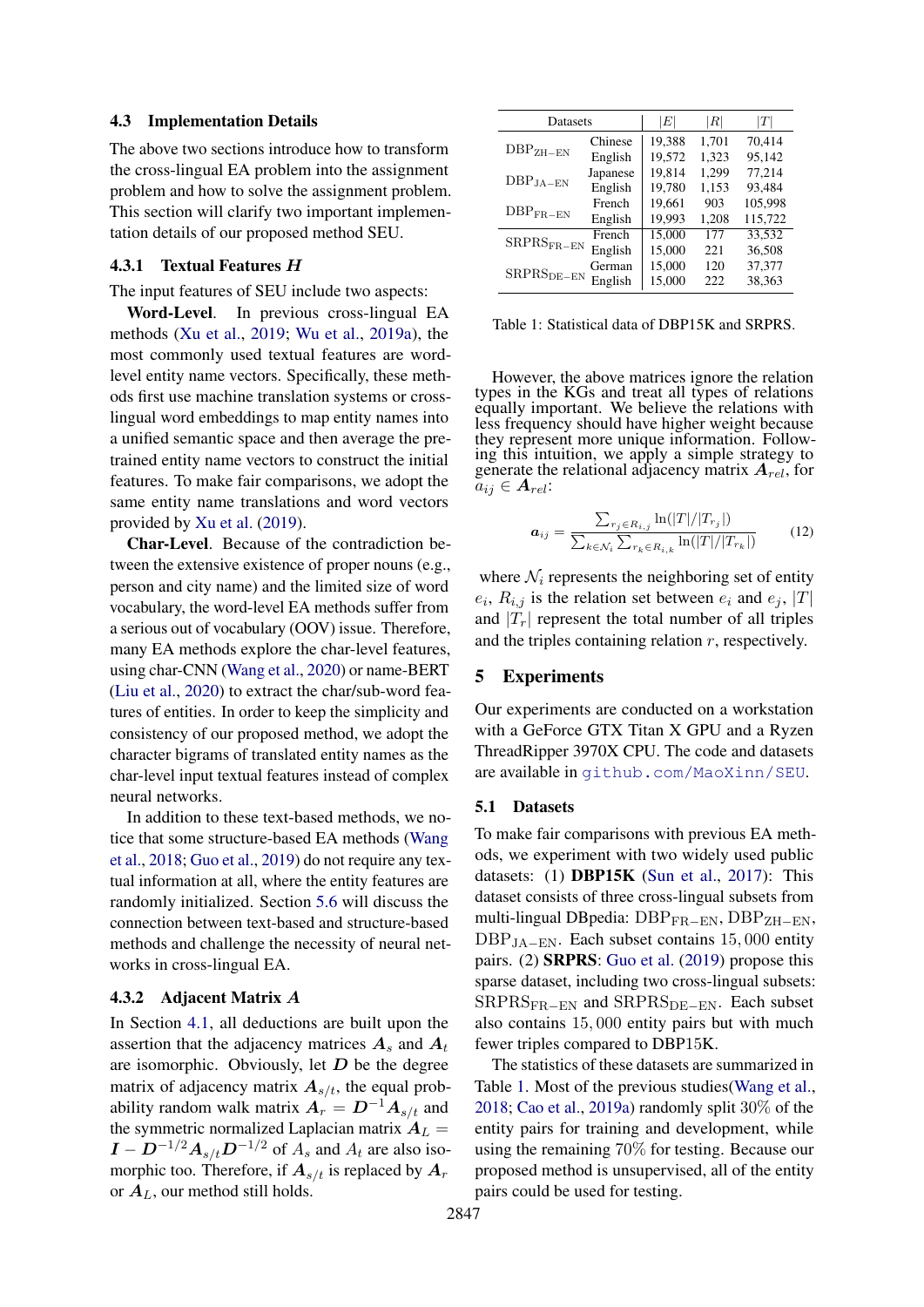### 4.3 Implementation Details

The above two sections introduce how to transform the cross-lingual EA problem into the assignment problem and how to solve the assignment problem. This section will clarify two important implementation details of our proposed method SEU.

#### 4.3.1 Textual Features $H$

The input features of SEU include two aspects:

**Word-Level**. In previous cross-lingual EA methods (Xu et al., 2019; Wu et al., 2019a), the most commonly used textual features are word-level entity name vectors. Specifically, these methods first use machine translation systems or cross-lingual word embeddings to map entity names into a unified semantic space and then average the pre-trained entity name vectors to construct the initial features. To make fair comparisons, we adopt the same entity name translations and word vectors provided by Xu et al. (2019).

**Char-Level**. Because of the contradiction between the extensive existence of proper nouns (e.g., person and city name) and the limited size of word vocabulary, the word-level EA methods suffer from a serious out of vocabulary (OOV) issue. Therefore, many EA methods explore the char-level features, using char-CNN (Wang et al., 2020) or name-BERT (Liu et al., 2020) to extract the char/sub-word features of entities. In order to keep the simplicity and consistency of our proposed method, we adopt the character bigrams of translated entity names as the char-level input textual features instead of complex neural networks.

In addition to these text-based methods, we notice that some structure-based EA methods (Wang et al., 2018; Guo et al., 2019) do not require any textual information at all, where the entity features are randomly initialized. Section 5.6 will discuss the connection between text-based and structure-based methods and challenge the necessity of neural networks in cross-lingual EA.

#### 4.3.2 Adjacent Matrix $A$

In Section 4.1, all deductions are built upon the assertion that the adjacency matrices $\boldsymbol{A}_s$ and $\boldsymbol{A}_t$ are isomorphic. Obviously, let $\boldsymbol{D}$ be the degree matrix of adjacency matrix $\boldsymbol{A}_{s/t}$, the equal probability random walk matrix $\boldsymbol{A}_r = \boldsymbol{D}^{-1}\boldsymbol{A}_{s/t}$ and the symmetric normalized Laplacian matrix $\boldsymbol{A}_L = \boldsymbol{I} - \boldsymbol{D}^{-1/2}\boldsymbol{A}_{s/t}\boldsymbol{D}^{-1/2}$ of $A_s$ and $A_t$ are also isomorphic too. Therefore, if $\boldsymbol{A}_{s/t}$ is replaced by $\boldsymbol{A}_r$ or $\boldsymbol{A}_L$, our method still holds.

| Datasets | | $\|E\|$ | $\|R\|$ | $\|T\|$ |
|---|---|---|---|---|
| $\text{DBP}_{\text{ZH-EN}}$ | Chinese | 19,388 | 1,701 | 70,414 |
| | English | 19,572 | 1,323 | 95,142 |
| $\text{DBP}_{\text{JA-EN}}$ | Japanese | 19,814 | 1,299 | 77,214 |
| | English | 19,780 | 1,153 | 93,484 |
| $\text{DBP}_{\text{FR-EN}}$ | French | 19,661 | 903 | 105,998 |
| | English | 19,993 | 1,208 | 115,722 |
| $\text{SRPRS}_{\text{FR-EN}}$ | French | 15,000 | 177 | 33,532 |
| | English | 15,000 | 221 | 36,508 |
| $\text{SRPRS}_{\text{DE-EN}}$ | German | 15,000 | 120 | 37,377 |
| | English | 15,000 | 222 | 38,363 |

Table 1: Statistical data of DBP15K and SRPRS.

However, the above matrices ignore the relation types in the KGs and treat all types of relations equally important. We believe the relations with less frequency should have higher weight because they represent more unique information. Following this intuition, we apply a simple strategy to generate the relational adjacency matrix $\boldsymbol{A}_{rel}$, for $a_{ij} \in \boldsymbol{A}_{rel}$:

$$\boldsymbol{a}_{ij} = \frac{\sum_{r_j \in R_{i,j}} \ln(|T|/|T_{r_j}|)}{\sum_{k \in \mathcal{N}_i} \sum_{r_k \in R_{i,k}} \ln(|T|/|T_{r_k}|)} \tag{12}$$

where $\mathcal{N}_i$ represents the neighboring set of entity $e_i$, $R_{i,j}$ is the relation set between $e_i$ and $e_j$, $|T|$ and $|T_r|$ represent the total number of all triples and the triples containing relation $r$, respectively.

## 5 Experiments

Our experiments are conducted on a workstation with a GeForce GTX Titan X GPU and a Ryzen ThreadRipper 3970X CPU. The code and datasets are available in github.com/MaoXinn/SEU.

### 5.1 Datasets

To make fair comparisons with previous EA methods, we experiment with two widely used public datasets: (1) **DBP15K** (Sun et al., 2017): This dataset consists of three cross-lingual subsets from multi-lingual DBpedia: $\text{DBP}_{\text{FR-EN}}$, $\text{DBP}_{\text{ZH-EN}}$, $\text{DBP}_{\text{JA-EN}}$. Each subset contains $15,000$ entity pairs. (2) **SRPRS**: Guo et al. (2019) propose this sparse dataset, including two cross-lingual subsets: $\text{SRPRS}_{\text{FR-EN}}$ and $\text{SRPRS}_{\text{DE-EN}}$. Each subset also contains $15,000$ entity pairs but with much fewer triples compared to DBP15K.

The statistics of these datasets are summarized in Table 1. Most of the previous studies(Wang et al., 2018; Cao et al., 2019a) randomly split $30\%$ of the entity pairs for training and development, while using the remaining $70\%$ for testing. Because our proposed method is unsupervised, all of the entity pairs could be used for testing.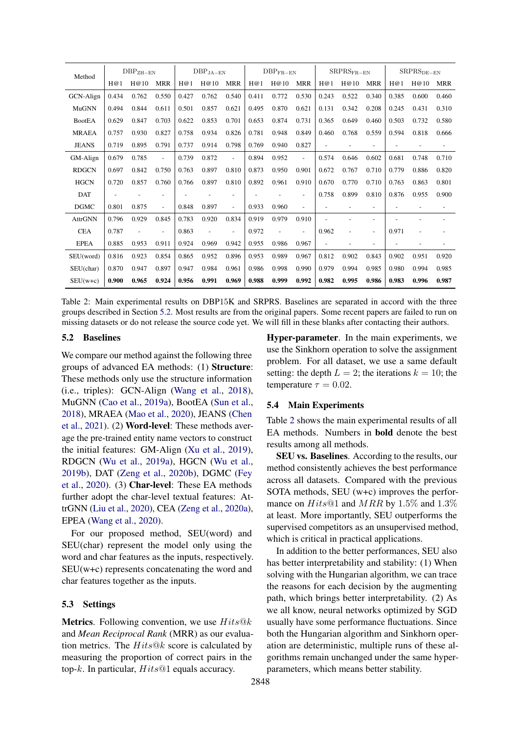| Method | $\text{DBP}_{\text{ZH-EN}}$ | | | $\text{DBP}_{\text{JA-EN}}$ | | | $\text{DBP}_{\text{FR-EN}}$ | | | $\text{SRPRS}_{\text{FR-EN}}$ | | | $\text{SRPRS}_{\text{DE-EN}}$ | | |
|---|---|---|---|---|---|---|---|---|---|---|---|---|---|---|---|
| | H@1 | H@10 | MRR | H@1 | H@10 | MRR | H@1 | H@10 | MRR | H@1 | H@10 | MRR | H@1 | H@10 | MRR |
| GCN-Align | 0.434 | 0.762 | 0.550 | 0.427 | 0.762 | 0.540 | 0.411 | 0.772 | 0.530 | 0.243 | 0.522 | 0.340 | 0.385 | 0.600 | 0.460 |
| MuGNN | 0.494 | 0.844 | 0.611 | 0.501 | 0.857 | 0.621 | 0.495 | 0.870 | 0.621 | 0.131 | 0.342 | 0.208 | 0.245 | 0.431 | 0.310 |
| BootEA | 0.629 | 0.847 | 0.703 | 0.622 | 0.853 | 0.701 | 0.653 | 0.874 | 0.731 | 0.365 | 0.649 | 0.460 | 0.503 | 0.732 | 0.580 |
| MRAEA | 0.757 | 0.930 | 0.827 | 0.758 | 0.934 | 0.826 | 0.781 | 0.948 | 0.849 | 0.460 | 0.768 | 0.559 | 0.594 | 0.818 | 0.666 |
| JEANS | 0.719 | 0.895 | 0.791 | 0.737 | 0.914 | 0.798 | 0.769 | 0.940 | 0.827 | - | - | - | - | - | - |
| GM-Align | 0.679 | 0.785 | - | 0.739 | 0.872 | - | 0.894 | 0.952 | - | 0.574 | 0.646 | 0.602 | 0.681 | 0.748 | 0.710 |
| RDGCN | 0.697 | 0.842 | 0.750 | 0.763 | 0.897 | 0.810 | 0.873 | 0.950 | 0.901 | 0.672 | 0.767 | 0.710 | 0.779 | 0.886 | 0.820 |
| HGCN | 0.720 | 0.857 | 0.760 | 0.766 | 0.897 | 0.810 | 0.892 | 0.961 | 0.910 | 0.670 | 0.770 | 0.710 | 0.763 | 0.863 | 0.801 |
| DAT | - | - | - | - | - | - | - | - | - | 0.758 | 0.899 | 0.810 | 0.876 | 0.955 | 0.900 |
| DGMC | 0.801 | 0.875 | - | 0.848 | 0.897 | - | 0.933 | 0.960 | - | - | - | - | - | - | - |
| AttrGNN | 0.796 | 0.929 | 0.845 | 0.783 | 0.920 | 0.834 | 0.919 | 0.979 | 0.910 | - | - | - | - | - | - |
| CEA | 0.787 | - | - | 0.863 | - | - | 0.972 | - | - | 0.962 | - | - | 0.971 | - | - |
| EPEA | 0.885 | 0.953 | 0.911 | 0.924 | 0.969 | 0.942 | 0.955 | 0.986 | 0.967 | - | - | - | - | - | - |
| SEU(word) | 0.816 | 0.923 | 0.854 | 0.865 | 0.952 | 0.896 | 0.953 | 0.989 | 0.967 | 0.812 | 0.902 | 0.843 | 0.902 | 0.951 | 0.920 |
| SEU(char) | 0.870 | 0.947 | 0.897 | 0.947 | 0.984 | 0.961 | 0.986 | 0.998 | 0.990 | 0.979 | 0.994 | 0.985 | 0.980 | 0.994 | 0.985 |
| SEU(w+c) | **0.900** | **0.965** | **0.924** | **0.956** | **0.991** | **0.969** | **0.988** | **0.999** | **0.992** | **0.982** | **0.995** | **0.986** | **0.983** | **0.996** | **0.987** |

Table 2: Main experimental results on DBP15K and SRPRS. Baselines are separated in accord with the three groups described in Section 5.2. Most results are from the original papers. Some recent papers are failed to run on missing datasets or do not release the source code yet. We will fill in these blanks after contacting their authors.

## 5.2 Baselines

We compare our method against the following three groups of advanced EA methods: (1) **Structure**: These methods only use the structure information (i.e., triples): GCN-Align (Wang et al., 2018), MuGNN (Cao et al., 2019a), BootEA (Sun et al., 2018), MRAEA (Mao et al., 2020), JEANS (Chen et al., 2021). (2) **Word-level**: These methods average the pre-trained entity name vectors to construct the initial features: GM-Align (Xu et al., 2019), RDGCN (Wu et al., 2019a), HGCN (Wu et al., 2019b), DAT (Zeng et al., 2020b), DGMC (Fey et al., 2020). (3) **Char-level**: These EA methods further adopt the char-level textual features: AttrGNN (Liu et al., 2020), CEA (Zeng et al., 2020a), EPEA (Wang et al., 2020).

For our proposed method, SEU(word) and SEU(char) represent the model only using the word and char features as the inputs, respectively. SEU(w+c) represents concatenating the word and char features together as the inputs.

## 5.3 Settings

**Metrics**. Following convention, we use $Hits@k$ and *Mean Reciprocal Rank* (MRR) as our evaluation metrics. The $Hits@k$ score is calculated by measuring the proportion of correct pairs in the top-$k$. In particular, $Hits@1$ equals accuracy.

**Hyper-parameter**. In the main experiments, we use the Sinkhorn operation to solve the assignment problem. For all dataset, we use a same default setting: the depth $L = 2$; the iterations $k = 10$; the temperature $\tau = 0.02$.

## 5.4 Main Experiments

Table 2 shows the main experimental results of all EA methods. Numbers in **bold** denote the best results among all methods.

**SEU vs. Baselines**. According to the results, our method consistently achieves the best performance across all datasets. Compared with the previous SOTA methods, SEU (w+c) improves the performance on $Hits@1$ and $MRR$ by $1.5\%$ and $1.3\%$ at least. More importantly, SEU outperforms the supervised competitors as an unsupervised method, which is critical in practical applications.

In addition to the better performances, SEU also has better interpretability and stability: (1) When solving with the Hungarian algorithm, we can trace the reasons for each decision by the augmenting path, which brings better interpretability. (2) As we all know, neural networks optimized by SGD usually have some performance fluctuations. Since both the Hungarian algorithm and Sinkhorn operation are deterministic, multiple runs of these algorithms remain unchanged under the same hyper-parameters, which means better stability.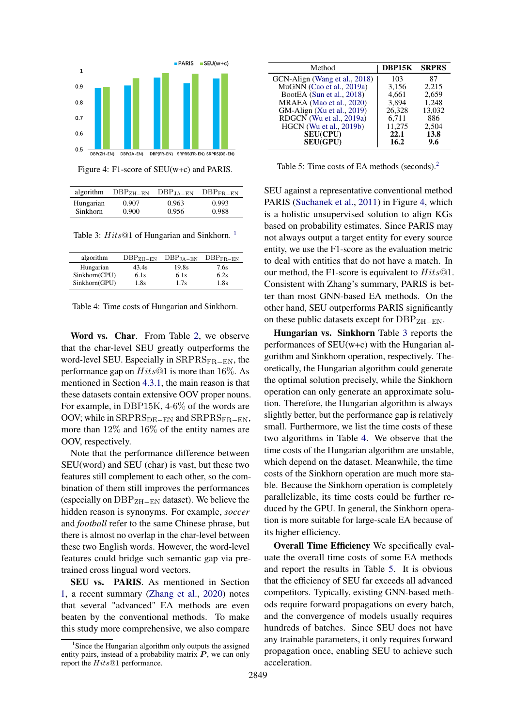Figure 4: F1-score of SEU(w+c) and PARIS.

| algorithm | $\text{DBP}_{\text{ZH-EN}}$ | $\text{DBP}_{\text{JA-EN}}$ | $\text{DBP}_{\text{FR-EN}}$ |
|---|---|---|---|
| Hungarian | 0.907 | 0.963 | 0.993 |
| Sinkhorn | 0.900 | 0.956 | 0.988 |

Table 3: $Hits@1$ of Hungarian and Sinkhorn. [1]

| algorithm | $\text{DBP}_{\text{ZH-EN}}$ | $\text{DBP}_{\text{JA-EN}}$ | $\text{DBP}_{\text{FR-EN}}$ |
|---|---|---|---|
| Hungarian | 43.4s | 19.8s | 7.6s |
| Sinkhorn(CPU) | 6.1s | 6.1s | 6.2s |
| Sinkhorn(GPU) | 1.8s | 1.7s | 1.8s |

Table 4: Time costs of Hungarian and Sinkhorn.

**Word vs. Char**. From Table 2, we observe that the char-level SEU greatly outperforms the word-level SEU. Especially in $\text{SRPRS}_{\text{FR-EN}}$, the performance gap on $Hits@1$ is more than 16%. As mentioned in Section 4.3.1, the main reason is that these datasets contain extensive OOV proper nouns. For example, in DBP15K, 4-6% of the words are OOV; while in $\text{SRPRS}_{\text{DE-EN}}$ and $\text{SRPRS}_{\text{FR-EN}}$, more than 12% and 16% of the entity names are OOV, respectively.

Note that the performance difference between SEU(word) and SEU (char) is vast, but these two features still complement to each other, so the combination of them still improves the performances (especially on $\text{DBP}_{\text{ZH-EN}}$ dataset). We believe the hidden reason is synonyms. For example, *soccer* and *football* refer to the same Chinese phrase, but there is almost no overlap in the char-level between these two English words. However, the word-level features could bridge such semantic gap via pre-trained cross lingual word vectors.

**SEU vs. PARIS**. As mentioned in Section 1, a recent summary (Zhang et al., 2020) notes that several "advanced" EA methods are even beaten by the conventional methods. To make this study more comprehensive, we also compare SEU against a representative conventional method PARIS (Suchanek et al., 2011) in Figure 4, which is a holistic unsupervised solution to align KGs based on probability estimates. Since PARIS may not always output a target entity for every source entity, we use the F1-score as the evaluation metric to deal with entities that do not have a match. In our method, the F1-score is equivalent to $Hits@1$. Consistent with Zhang's summary, PARIS is better than most GNN-based EA methods. On the other hand, SEU outperforms PARIS significantly on these public datasets except for $\text{DBP}_{\text{ZH-EN}}$.

**Hungarian vs. Sinkhorn** Table 3 reports the performances of SEU(w+c) with the Hungarian algorithm and Sinkhorn operation, respectively. Theoretically, the Hungarian algorithm could generate the optimal solution precisely, while the Sinkhorn operation can only generate an approximate solution. Therefore, the Hungarian algorithm is always slightly better, but the performance gap is relatively small. Furthermore, we list the time costs of these two algorithms in Table 4. We observe that the time costs of the Hungarian algorithm are unstable, which depend on the dataset. Meanwhile, the time costs of the Sinkhorn operation are much more stable. Because the Sinkhorn operation is completely parallelizable, its time costs could be further reduced by the GPU. In general, the Sinkhorn operation is more suitable for large-scale EA because of its higher efficiency.

| Method | DBP15K | SRPRS |
|---|---|---|
| GCN-Align (Wang et al., 2018) | 103 | 87 |
| MuGNN (Cao et al., 2019a) | 3,156 | 2,215 |
| BootEA (Sun et al., 2018) | 4,661 | 2,659 |
| MRAEA (Mao et al., 2020) | 3,894 | 1,248 |
| GM-Align (Xu et al., 2019) | 26,328 | 13,032 |
| RDGCN (Wu et al., 2019a) | 6,711 | 886 |
| HGCN (Wu et al., 2019b) | 11,275 | 2,504 |
| **SEU(CPU)** | **22.1** | **13.8** |
| **SEU(GPU)** | **16.2** | **9.6** |

Table 5: Time costs of EA methods (seconds).[2]

**Overall Time Efficiency** We specifically evaluate the overall time costs of some EA methods and report the results in Table 5. It is obvious that the efficiency of SEU far exceeds all advanced competitors. Typically, existing GNN-based methods require forward propagations on every batch, and the convergence of models usually requires hundreds of batches. Since SEU does not have any trainable parameters, it only requires forward propagation once, enabling SEU to achieve such acceleration.

[1]Since the Hungarian algorithm only outputs the assigned entity pairs, instead of a probability matrix $\boldsymbol{P}$, we can only report the $Hits@1$ performance.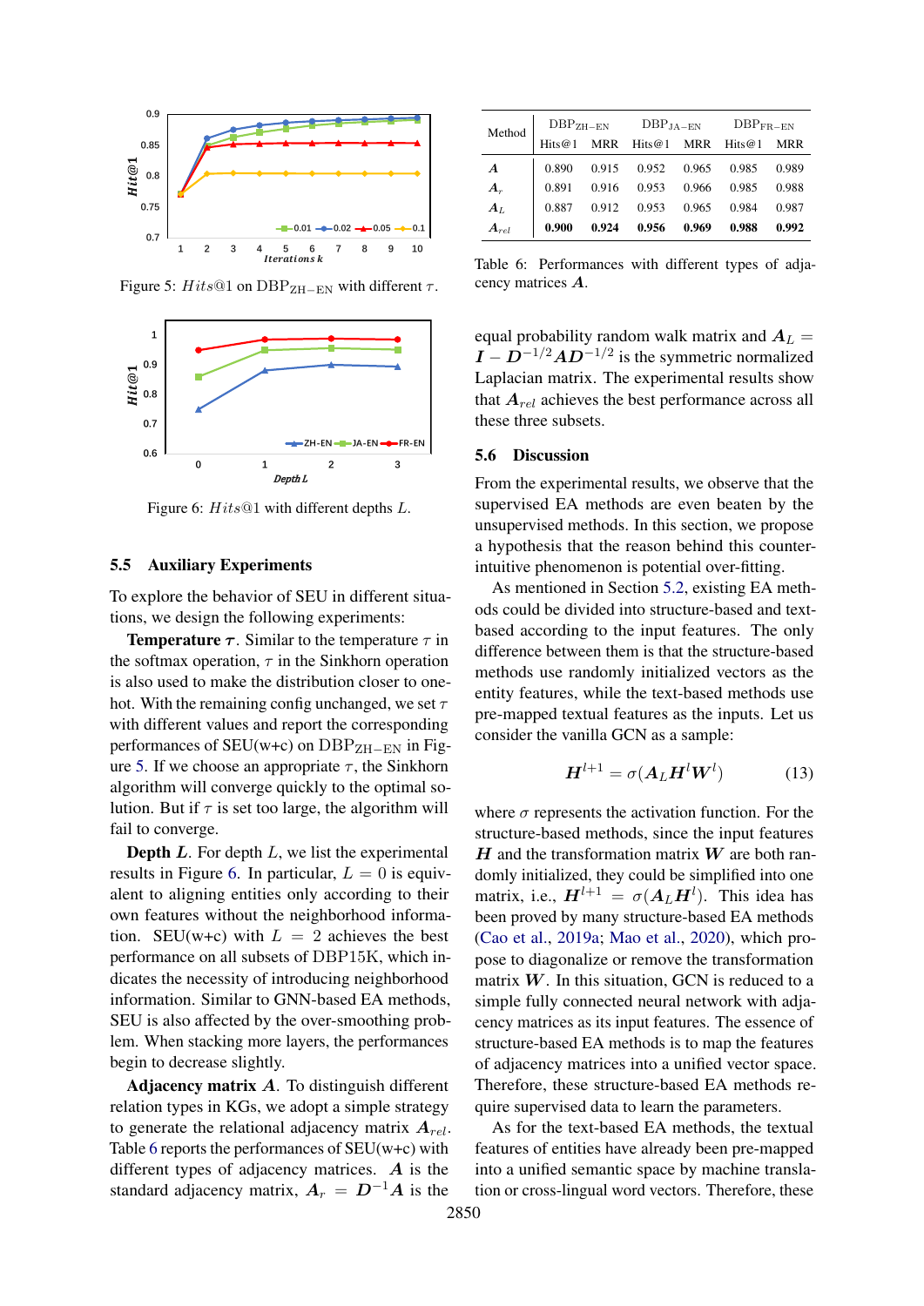Figure 5: $Hits@1$ on DBP$_{\mathrm{ZH-EN}}$ with different $\tau$.

Figure 6: $Hits@1$ with different depths $L$.

## 5.5 Auxiliary Experiments

To explore the behavior of SEU in different situations, we design the following experiments:

**Temperature $\tau$.** Similar to the temperature $\tau$ in the softmax operation, $\tau$ in the Sinkhorn operation is also used to make the distribution closer to one-hot. With the remaining config unchanged, we set $\tau$ with different values and report the corresponding performances of SEU(w+c) on DBP$_{\mathrm{ZH-EN}}$ in Figure 5. If we choose an appropriate $\tau$, the Sinkhorn algorithm will converge quickly to the optimal solution. But if $\tau$ is set too large, the algorithm will fail to converge.

**Depth $L$.** For depth $L$, we list the experimental results in Figure 6. In particular, $L = 0$ is equivalent to aligning entities only according to their own features without the neighborhood information. SEU(w+c) with $L = 2$ achieves the best performance on all subsets of DBP15K, which indicates the necessity of introducing neighborhood information. Similar to GNN-based EA methods, SEU is also affected by the over-smoothing problem. When stacking more layers, the performances begin to decrease slightly.

**Adjacency matrix $\boldsymbol{A}$.** To distinguish different relation types in KGs, we adopt a simple strategy to generate the relational adjacency matrix $\boldsymbol{A}_{rel}$. Table 6 reports the performances of SEU(w+c) with different types of adjacency matrices. $\boldsymbol{A}$ is the standard adjacency matrix, $\boldsymbol{A}_r = \boldsymbol{D}^{-1}\boldsymbol{A}$ is the equal probability random walk matrix and $\boldsymbol{A}_L = \boldsymbol{I} - \boldsymbol{D}^{-1/2}\boldsymbol{A}\boldsymbol{D}^{-1/2}$ is the symmetric normalized Laplacian matrix. The experimental results show that $\boldsymbol{A}_{rel}$ achieves the best performance across all these three subsets.

| Method | DBP$_{\mathrm{ZH-EN}}$ | | DBP$_{\mathrm{JA-EN}}$ | | DBP$_{\mathrm{FR-EN}}$ | |
|---|---|---|---|---|---|---|
| | Hits@1 | MRR | Hits@1 | MRR | Hits@1 | MRR |
| $\boldsymbol{A}$ | 0.890 | 0.915 | 0.952 | 0.965 | 0.985 | 0.989 |
| $\boldsymbol{A}_r$ | 0.891 | 0.916 | 0.953 | 0.966 | 0.985 | 0.988 |
| $\boldsymbol{A}_L$ | 0.887 | 0.912 | 0.953 | 0.965 | 0.984 | 0.987 |
| $\boldsymbol{A}_{rel}$ | **0.900** | **0.924** | **0.956** | **0.969** | **0.988** | **0.992** |

Table 6: Performances with different types of adjacency matrices $\boldsymbol{A}$.

## 5.6 Discussion

From the experimental results, we observe that the supervised EA methods are even beaten by the unsupervised methods. In this section, we propose a hypothesis that the reason behind this counter-intuitive phenomenon is potential over-fitting.

As mentioned in Section 5.2, existing EA methods could be divided into structure-based and text-based according to the input features. The only difference between them is that the structure-based methods use randomly initialized vectors as the entity features, while the text-based methods use pre-mapped textual features as the inputs. Let us consider the vanilla GCN as a sample:

$$\boldsymbol{H}^{l+1} = \sigma(\boldsymbol{A}_L\boldsymbol{H}^l\boldsymbol{W}^l) \tag{13}$$

where $\sigma$ represents the activation function. For the structure-based methods, since the input features $\boldsymbol{H}$ and the transformation matrix $\boldsymbol{W}$ are both randomly initialized, they could be simplified into one matrix, i.e., $\boldsymbol{H}^{l+1} = \sigma(\boldsymbol{A}_L\boldsymbol{H}^l)$. This idea has been proved by many structure-based EA methods (Cao et al., 2019a; Mao et al., 2020), which propose to diagonalize or remove the transformation matrix $\boldsymbol{W}$. In this situation, GCN is reduced to a simple fully connected neural network with adjacency matrices as its input features. The essence of structure-based EA methods is to map the features of adjacency matrices into a unified vector space. Therefore, these structure-based EA methods require supervised data to learn the parameters.

As for the text-based EA methods, the textual features of entities have already been pre-mapped into a unified semantic space by machine translation or cross-lingual word vectors. Therefore, these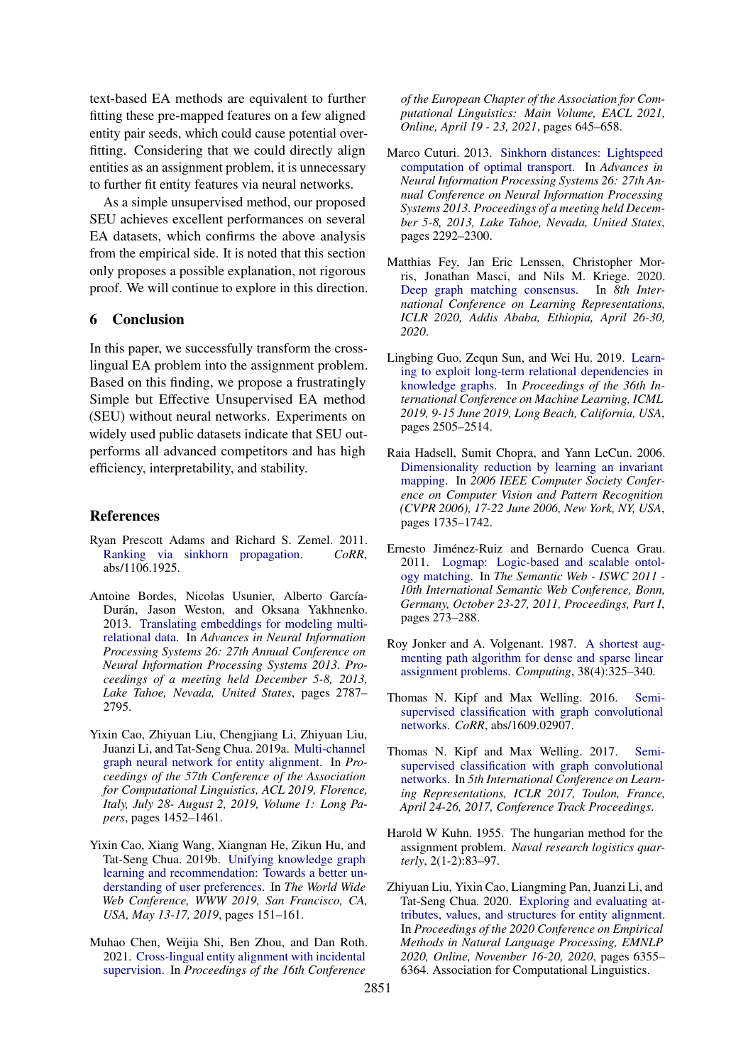text-based EA methods are equivalent to further fitting these pre-mapped features on a few aligned entity pair seeds, which could cause potential overfitting. Considering that we could directly align entities as an assignment problem, it is unnecessary to further fit entity features via neural networks.

As a simple unsupervised method, our proposed SEU achieves excellent performances on several EA datasets, which confirms the above analysis from the empirical side. It is noted that this section only proposes a possible explanation, not rigorous proof. We will continue to explore in this direction.

## 6 Conclusion

In this paper, we successfully transform the cross-lingual EA problem into the assignment problem. Based on this finding, we propose a frustratingly Simple but Effective Unsupervised EA method (SEU) without neural networks. Experiments on widely used public datasets indicate that SEU outperforms all advanced competitors and has high efficiency, interpretability, and stability.

## References

Ryan Prescott Adams and Richard S. Zemel. 2011. Ranking via sinkhorn propagation. *CoRR*, abs/1106.1925.

Antoine Bordes, Nicolas Usunier, Alberto García-Durán, Jason Weston, and Oksana Yakhnenko. 2013. Translating embeddings for modeling multi-relational data. In *Advances in Neural Information Processing Systems 26: 27th Annual Conference on Neural Information Processing Systems 2013. Proceedings of a meeting held December 5-8, 2013, Lake Tahoe, Nevada, United States*, pages 2787–2795.

Yixin Cao, Zhiyuan Liu, Chengjiang Li, Zhiyuan Liu, Juanzi Li, and Tat-Seng Chua. 2019a. Multi-channel graph neural network for entity alignment. In *Proceedings of the 57th Conference of the Association for Computational Linguistics, ACL 2019, Florence, Italy, July 28- August 2, 2019, Volume 1: Long Papers*, pages 1452–1461.

Yixin Cao, Xiang Wang, Xiangnan He, Zikun Hu, and Tat-Seng Chua. 2019b. Unifying knowledge graph learning and recommendation: Towards a better understanding of user preferences. In *The World Wide Web Conference, WWW 2019, San Francisco, CA, USA, May 13-17, 2019*, pages 151–161.

Muhao Chen, Weijia Shi, Ben Zhou, and Dan Roth. 2021. Cross-lingual entity alignment with incidental supervision. In *Proceedings of the 16th Conference of the European Chapter of the Association for Computational Linguistics: Main Volume, EACL 2021, Online, April 19 - 23, 2021*, pages 645–658.

Marco Cuturi. 2013. Sinkhorn distances: Lightspeed computation of optimal transport. In *Advances in Neural Information Processing Systems 26: 27th Annual Conference on Neural Information Processing Systems 2013. Proceedings of a meeting held December 5-8, 2013, Lake Tahoe, Nevada, United States*, pages 2292–2300.

Matthias Fey, Jan Eric Lenssen, Christopher Morris, Jonathan Masci, and Nils M. Kriege. 2020. Deep graph matching consensus. In *8th International Conference on Learning Representations, ICLR 2020, Addis Ababa, Ethiopia, April 26-30, 2020*.

Lingbing Guo, Zequn Sun, and Wei Hu. 2019. Learning to exploit long-term relational dependencies in knowledge graphs. In *Proceedings of the 36th International Conference on Machine Learning, ICML 2019, 9-15 June 2019, Long Beach, California, USA*, pages 2505–2514.

Raia Hadsell, Sumit Chopra, and Yann LeCun. 2006. Dimensionality reduction by learning an invariant mapping. In *2006 IEEE Computer Society Conference on Computer Vision and Pattern Recognition (CVPR 2006), 17-22 June 2006, New York, NY, USA*, pages 1735–1742.

Ernesto Jiménez-Ruiz and Bernardo Cuenca Grau. 2011. Logmap: Logic-based and scalable ontology matching. In *The Semantic Web - ISWC 2011 - 10th International Semantic Web Conference, Bonn, Germany, October 23-27, 2011, Proceedings, Part I*, pages 273–288.

Roy Jonker and A. Volgenant. 1987. A shortest augmenting path algorithm for dense and sparse linear assignment problems. *Computing*, 38(4):325–340.

Thomas N. Kipf and Max Welling. 2016. Semi-supervised classification with graph convolutional networks. *CoRR*, abs/1609.02907.

Thomas N. Kipf and Max Welling. 2017. Semi-supervised classification with graph convolutional networks. In *5th International Conference on Learning Representations, ICLR 2017, Toulon, France, April 24-26, 2017, Conference Track Proceedings*.

Harold W Kuhn. 1955. The hungarian method for the assignment problem. *Naval research logistics quarterly*, 2(1-2):83–97.

Zhiyuan Liu, Yixin Cao, Liangming Pan, Juanzi Li, and Tat-Seng Chua. 2020. Exploring and evaluating attributes, values, and structures for entity alignment. In *Proceedings of the 2020 Conference on Empirical Methods in Natural Language Processing, EMNLP 2020, Online, November 16-20, 2020*, pages 6355–6364. Association for Computational Linguistics.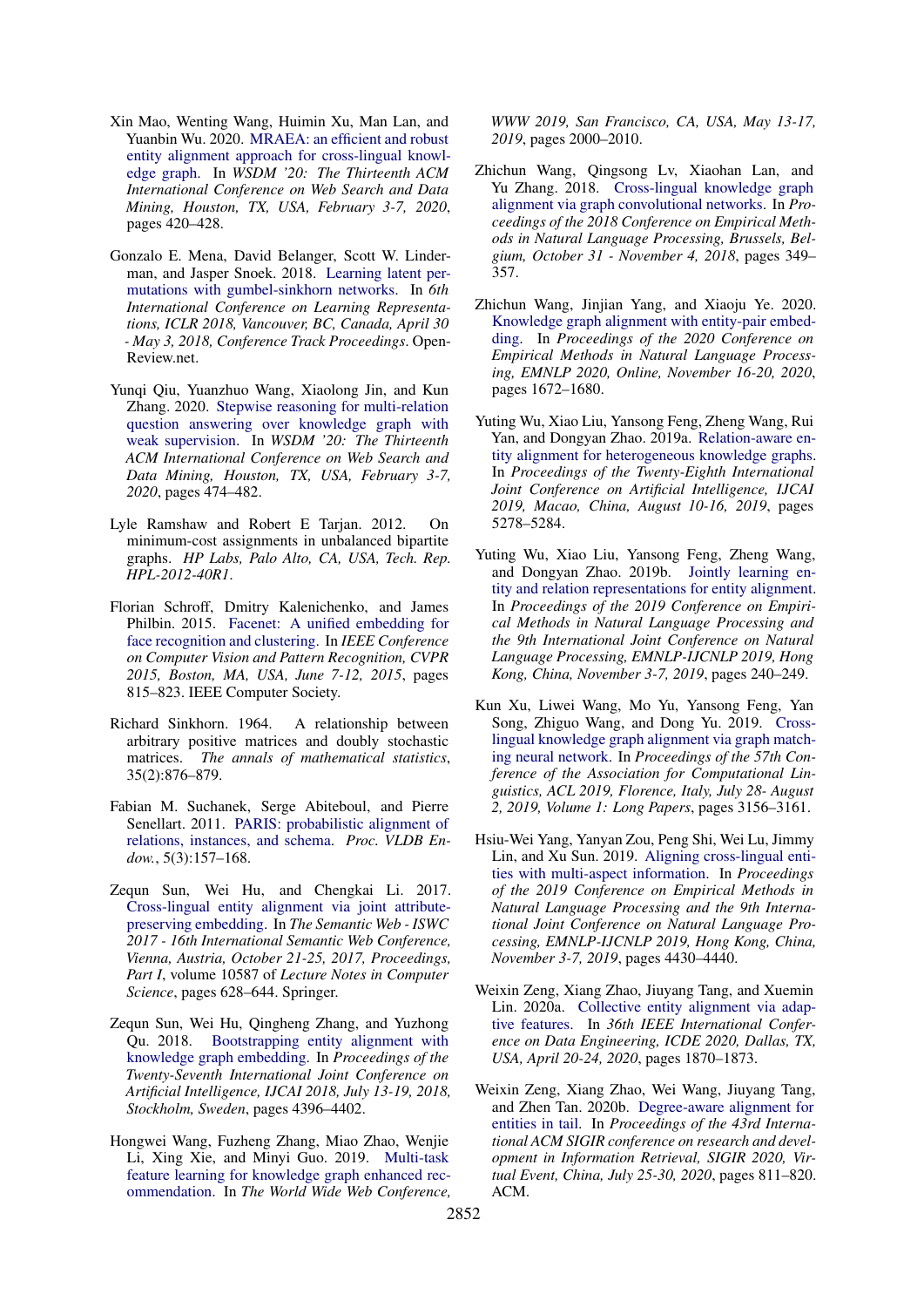Xin Mao, Wenting Wang, Huimin Xu, Man Lan, and Yuanbin Wu. 2020. MRAEA: an efficient and robust entity alignment approach for cross-lingual knowledge graph. In *WSDM '20: The Thirteenth ACM International Conference on Web Search and Data Mining, Houston, TX, USA, February 3-7, 2020*, pages 420–428.

Gonzalo E. Mena, David Belanger, Scott W. Linderman, and Jasper Snoek. 2018. Learning latent permutations with gumbel-sinkhorn networks. In *6th International Conference on Learning Representations, ICLR 2018, Vancouver, BC, Canada, April 30 - May 3, 2018, Conference Track Proceedings*. OpenReview.net.

Yunqi Qiu, Yuanzhuo Wang, Xiaolong Jin, and Kun Zhang. 2020. Stepwise reasoning for multi-relation question answering over knowledge graph with weak supervision. In *WSDM '20: The Thirteenth ACM International Conference on Web Search and Data Mining, Houston, TX, USA, February 3-7, 2020*, pages 474–482.

Lyle Ramshaw and Robert E Tarjan. 2012. On minimum-cost assignments in unbalanced bipartite graphs. *HP Labs, Palo Alto, CA, USA, Tech. Rep. HPL-2012-40R1*.

Florian Schroff, Dmitry Kalenichenko, and James Philbin. 2015. Facenet: A unified embedding for face recognition and clustering. In *IEEE Conference on Computer Vision and Pattern Recognition, CVPR 2015, Boston, MA, USA, June 7-12, 2015*, pages 815–823. IEEE Computer Society.

Richard Sinkhorn. 1964. A relationship between arbitrary positive matrices and doubly stochastic matrices. *The annals of mathematical statistics*, 35(2):876–879.

Fabian M. Suchanek, Serge Abiteboul, and Pierre Senellart. 2011. PARIS: probabilistic alignment of relations, instances, and schema. *Proc. VLDB Endow.*, 5(3):157–168.

Zequn Sun, Wei Hu, and Chengkai Li. 2017. Cross-lingual entity alignment via joint attribute-preserving embedding. In *The Semantic Web - ISWC 2017 - 16th International Semantic Web Conference, Vienna, Austria, October 21-25, 2017, Proceedings, Part I*, volume 10587 of *Lecture Notes in Computer Science*, pages 628–644. Springer.

Zequn Sun, Wei Hu, Qingheng Zhang, and Yuzhong Qu. 2018. Bootstrapping entity alignment with knowledge graph embedding. In *Proceedings of the Twenty-Seventh International Joint Conference on Artificial Intelligence, IJCAI 2018, July 13-19, 2018, Stockholm, Sweden*, pages 4396–4402.

Hongwei Wang, Fuzheng Zhang, Miao Zhao, Wenjie Li, Xing Xie, and Minyi Guo. 2019. Multi-task feature learning for knowledge graph enhanced recommendation. In *The World Wide Web Conference, WWW 2019, San Francisco, CA, USA, May 13-17, 2019*, pages 2000–2010.

Zhichun Wang, Qingsong Lv, Xiaohan Lan, and Yu Zhang. 2018. Cross-lingual knowledge graph alignment via graph convolutional networks. In *Proceedings of the 2018 Conference on Empirical Methods in Natural Language Processing, Brussels, Belgium, October 31 - November 4, 2018*, pages 349–357.

Zhichun Wang, Jinjian Yang, and Xiaoju Ye. 2020. Knowledge graph alignment with entity-pair embedding. In *Proceedings of the 2020 Conference on Empirical Methods in Natural Language Processing, EMNLP 2020, Online, November 16-20, 2020*, pages 1672–1680.

Yuting Wu, Xiao Liu, Yansong Feng, Zheng Wang, Rui Yan, and Dongyan Zhao. 2019a. Relation-aware entity alignment for heterogeneous knowledge graphs. In *Proceedings of the Twenty-Eighth International Joint Conference on Artificial Intelligence, IJCAI 2019, Macao, China, August 10-16, 2019*, pages 5278–5284.

Yuting Wu, Xiao Liu, Yansong Feng, Zheng Wang, and Dongyan Zhao. 2019b. Jointly learning entity and relation representations for entity alignment. In *Proceedings of the 2019 Conference on Empirical Methods in Natural Language Processing and the 9th International Joint Conference on Natural Language Processing, EMNLP-IJCNLP 2019, Hong Kong, China, November 3-7, 2019*, pages 240–249.

Kun Xu, Liwei Wang, Mo Yu, Yansong Feng, Yan Song, Zhiguo Wang, and Dong Yu. 2019. Cross-lingual knowledge graph alignment via graph matching neural network. In *Proceedings of the 57th Conference of the Association for Computational Linguistics, ACL 2019, Florence, Italy, July 28- August 2, 2019, Volume 1: Long Papers*, pages 3156–3161.

Hsiu-Wei Yang, Yanyan Zou, Peng Shi, Wei Lu, Jimmy Lin, and Xu Sun. 2019. Aligning cross-lingual entities with multi-aspect information. In *Proceedings of the 2019 Conference on Empirical Methods in Natural Language Processing and the 9th International Joint Conference on Natural Language Processing, EMNLP-IJCNLP 2019, Hong Kong, China, November 3-7, 2019*, pages 4430–4440.

Weixin Zeng, Xiang Zhao, Jiuyang Tang, and Xuemin Lin. 2020a. Collective entity alignment via adaptive features. In *36th IEEE International Conference on Data Engineering, ICDE 2020, Dallas, TX, USA, April 20-24, 2020*, pages 1870–1873.

Weixin Zeng, Xiang Zhao, Wei Wang, Jiuyang Tang, and Zhen Tan. 2020b. Degree-aware alignment for entities in tail. In *Proceedings of the 43rd International ACM SIGIR conference on research and development in Information Retrieval, SIGIR 2020, Virtual Event, China, July 25-30, 2020*, pages 811–820. ACM.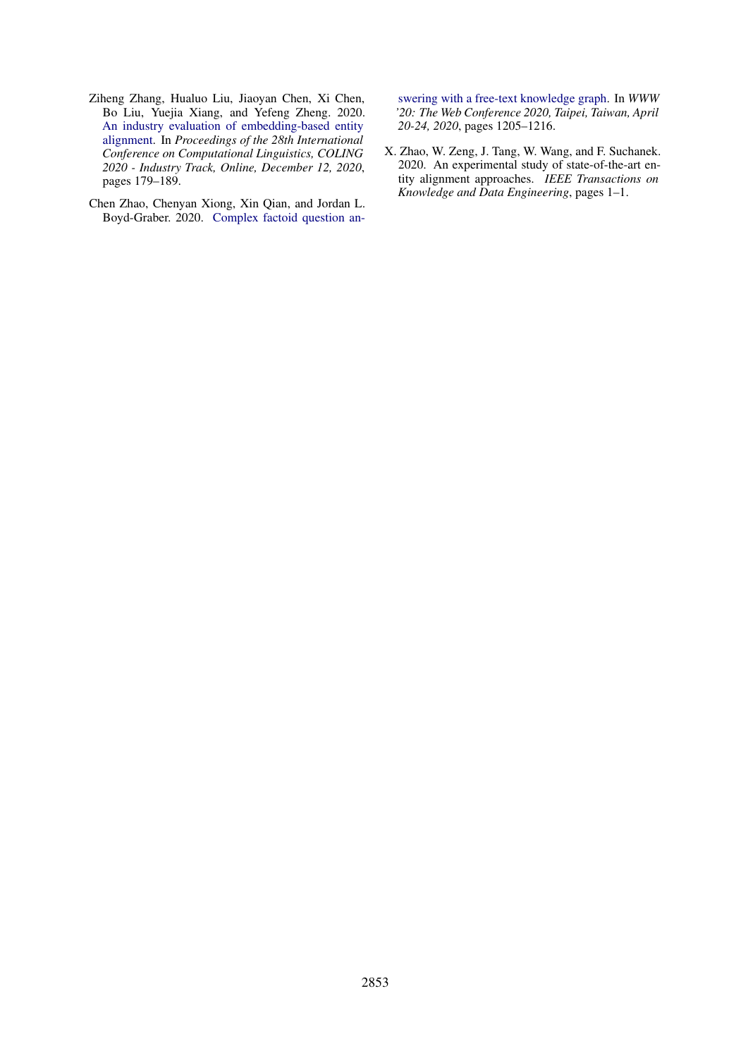Ziheng Zhang, Hualuo Liu, Jiaoyan Chen, Xi Chen, Bo Liu, Yuejia Xiang, and Yefeng Zheng. 2020. An industry evaluation of embedding-based entity alignment. In *Proceedings of the 28th International Conference on Computational Linguistics, COLING 2020 - Industry Track, Online, December 12, 2020*, pages 179–189.

Chen Zhao, Chenyan Xiong, Xin Qian, and Jordan L. Boyd-Graber. 2020. Complex factoid question answering with a free-text knowledge graph. In *WWW '20: The Web Conference 2020, Taipei, Taiwan, April 20-24, 2020*, pages 1205–1216.

X. Zhao, W. Zeng, J. Tang, W. Wang, and F. Suchanek. 2020. An experimental study of state-of-the-art entity alignment approaches. *IEEE Transactions on Knowledge and Data Engineering*, pages 1–1.